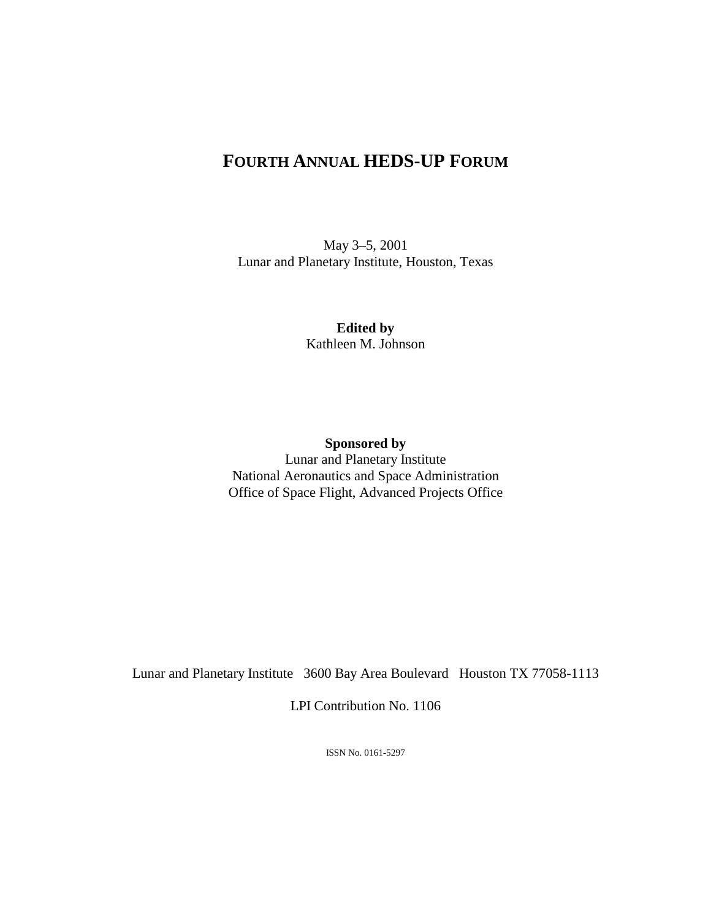# FOURTH ANNUAL HEDS-UP FORUM

May 3–5, 2001
Lunar and Planetary Institute, Houston, Texas

**Edited by**
Kathleen M. Johnson

**Sponsored by**
Lunar and Planetary Institute
National Aeronautics and Space Administration
Office of Space Flight, Advanced Projects Office

Lunar and Planetary Institute   3600 Bay Area Boulevard   Houston TX 77058-1113

LPI Contribution No. 1106

ISSN No. 0161-5297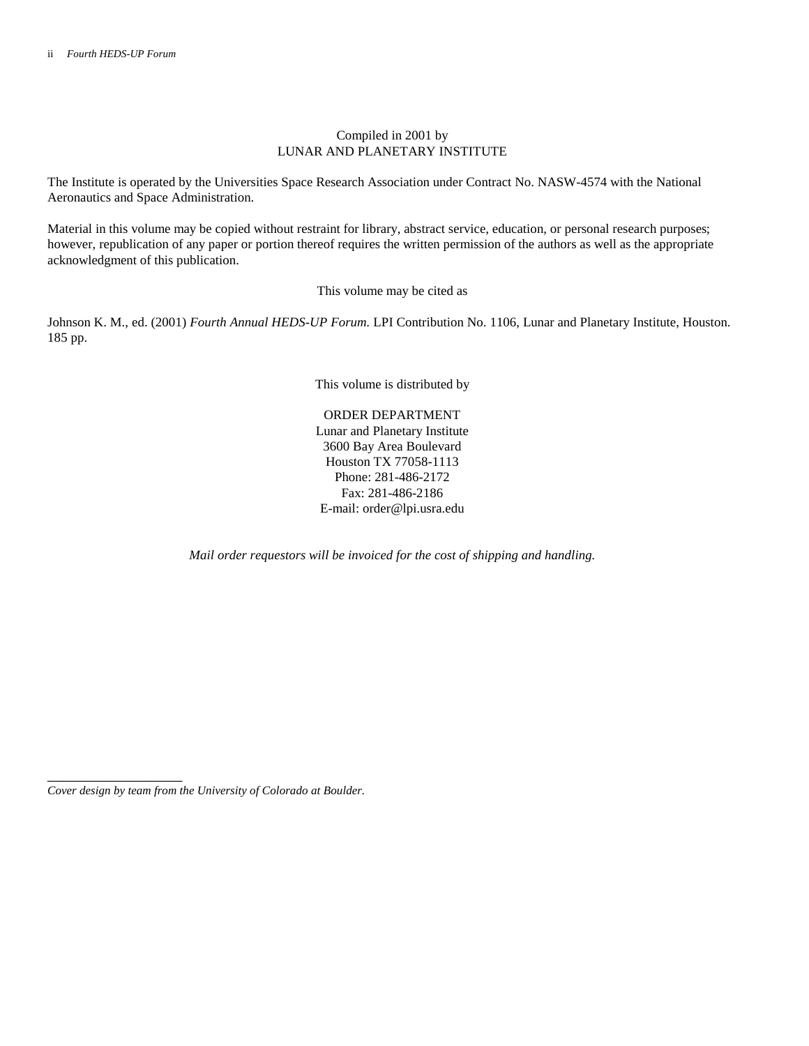Compiled in 2001 by
LUNAR AND PLANETARY INSTITUTE

The Institute is operated by the Universities Space Research Association under Contract No. NASW-4574 with the National Aeronautics and Space Administration.

Material in this volume may be copied without restraint for library, abstract service, education, or personal research purposes; however, republication of any paper or portion thereof requires the written permission of the authors as well as the appropriate acknowledgment of this publication.

This volume may be cited as

Johnson K. M., ed. (2001) *Fourth Annual HEDS-UP Forum.* LPI Contribution No. 1106, Lunar and Planetary Institute, Houston. 185 pp.

This volume is distributed by

ORDER DEPARTMENT
Lunar and Planetary Institute
3600 Bay Area Boulevard
Houston TX 77058-1113
Phone: 281-486-2172
Fax: 281-486-2186
E-mail: order@lpi.usra.edu

*Mail order requestors will be invoiced for the cost of shipping and handling.*

---

*Cover design by team from the University of Colorado at Boulder.*